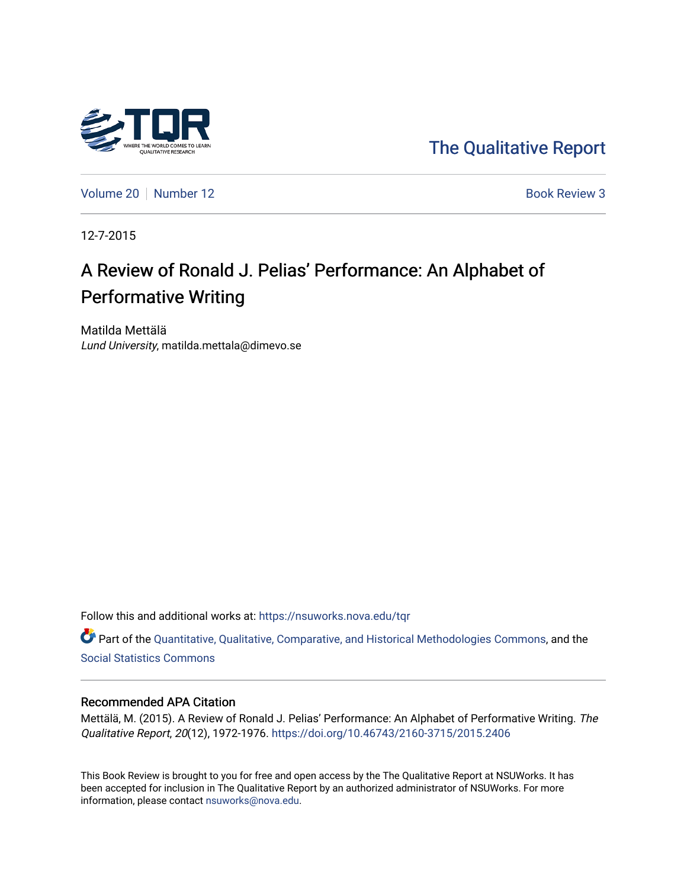The Qualitative Report

Volume 20 | Number 12 | Book Review 3

12-7-2015

# A Review of Ronald J. Pelias' Performance: An Alphabet of Performative Writing

Matilda Mettälä
*Lund University*, matilda.mettala@dimevo.se

Follow this and additional works at: https://nsuworks.nova.edu/tqr

Part of the Quantitative, Qualitative, Comparative, and Historical Methodologies Commons, and the Social Statistics Commons

## Recommended APA Citation

Mettälä, M. (2015). A Review of Ronald J. Pelias' Performance: An Alphabet of Performative Writing. *The Qualitative Report*, *20*(12), 1972-1976. https://doi.org/10.46743/2160-3715/2015.2406

This Book Review is brought to you for free and open access by the The Qualitative Report at NSUWorks. It has been accepted for inclusion in The Qualitative Report by an authorized administrator of NSUWorks. For more information, please contact nsuworks@nova.edu.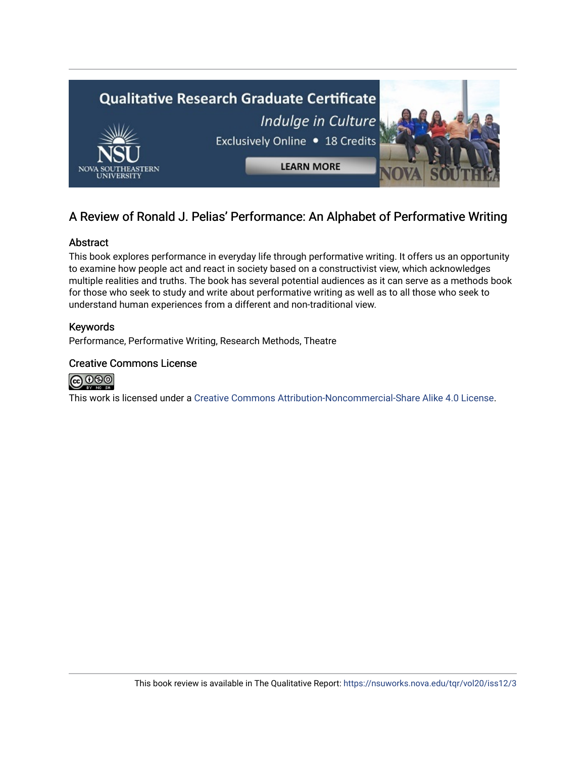## A Review of Ronald J. Pelias' Performance: An Alphabet of Performative Writing

### Abstract

This book explores performance in everyday life through performative writing. It offers us an opportunity to examine how people act and react in society based on a constructivist view, which acknowledges multiple realities and truths. The book has several potential audiences as it can serve as a methods book for those who seek to study and write about performative writing as well as to all those who seek to understand human experiences from a different and non-traditional view.

### Keywords

Performance, Performative Writing, Research Methods, Theatre

### Creative Commons License

This work is licensed under a Creative Commons Attribution-Noncommercial-Share Alike 4.0 License.

This book review is available in The Qualitative Report: https://nsuworks.nova.edu/tqr/vol20/iss12/3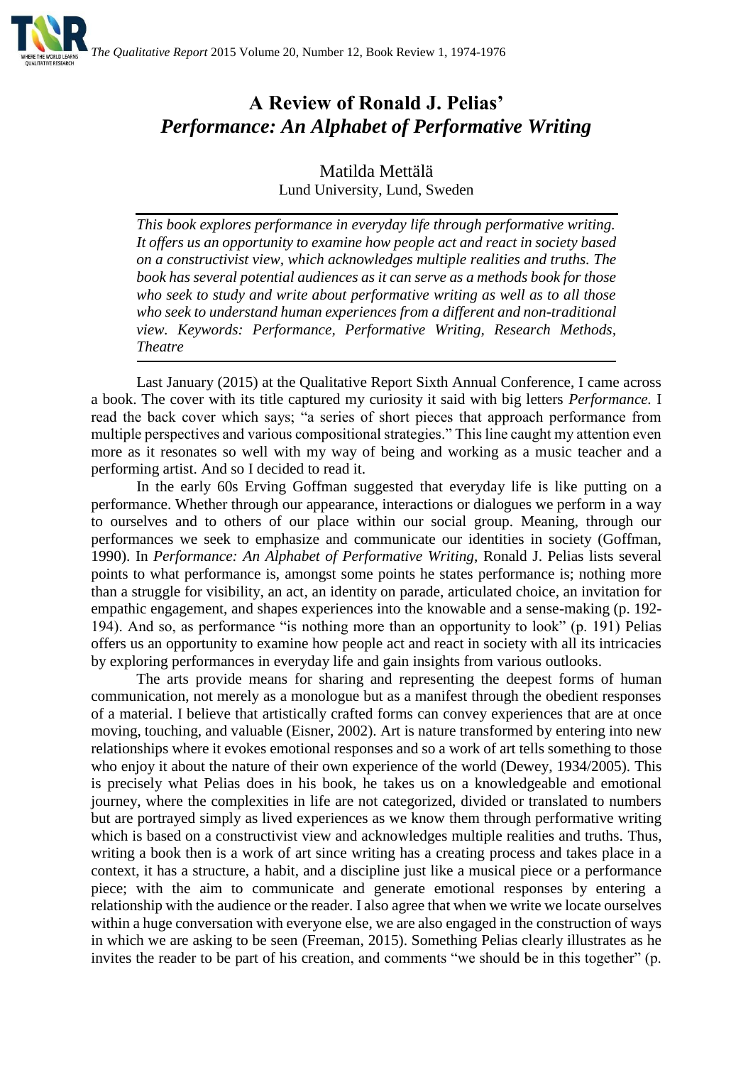# A Review of Ronald J. Pelias' *Performance: An Alphabet of Performative Writing*

Matilda Mettälä
Lund University, Lund, Sweden

*This book explores performance in everyday life through performative writing. It offers us an opportunity to examine how people act and react in society based on a constructivist view, which acknowledges multiple realities and truths. The book has several potential audiences as it can serve as a methods book for those who seek to study and write about performative writing as well as to all those who seek to understand human experiences from a different and non-traditional view. Keywords: Performance, Performative Writing, Research Methods, Theatre*

Last January (2015) at the Qualitative Report Sixth Annual Conference, I came across a book. The cover with its title captured my curiosity it said with big letters *Performance.* I read the back cover which says; "a series of short pieces that approach performance from multiple perspectives and various compositional strategies." This line caught my attention even more as it resonates so well with my way of being and working as a music teacher and a performing artist. And so I decided to read it.

In the early 60s Erving Goffman suggested that everyday life is like putting on a performance. Whether through our appearance, interactions or dialogues we perform in a way to ourselves and to others of our place within our social group. Meaning, through our performances we seek to emphasize and communicate our identities in society (Goffman, 1990). In *Performance: An Alphabet of Performative Writing*, Ronald J. Pelias lists several points to what performance is, amongst some points he states performance is; nothing more than a struggle for visibility, an act, an identity on parade, articulated choice, an invitation for empathic engagement, and shapes experiences into the knowable and a sense-making (p. 192-194). And so, as performance "is nothing more than an opportunity to look" (p. 191) Pelias offers us an opportunity to examine how people act and react in society with all its intricacies by exploring performances in everyday life and gain insights from various outlooks.

The arts provide means for sharing and representing the deepest forms of human communication, not merely as a monologue but as a manifest through the obedient responses of a material. I believe that artistically crafted forms can convey experiences that are at once moving, touching, and valuable (Eisner, 2002). Art is nature transformed by entering into new relationships where it evokes emotional responses and so a work of art tells something to those who enjoy it about the nature of their own experience of the world (Dewey, 1934/2005). This is precisely what Pelias does in his book, he takes us on a knowledgeable and emotional journey, where the complexities in life are not categorized, divided or translated to numbers but are portrayed simply as lived experiences as we know them through performative writing which is based on a constructivist view and acknowledges multiple realities and truths. Thus, writing a book then is a work of art since writing has a creating process and takes place in a context, it has a structure, a habit, and a discipline just like a musical piece or a performance piece; with the aim to communicate and generate emotional responses by entering a relationship with the audience or the reader. I also agree that when we write we locate ourselves within a huge conversation with everyone else, we are also engaged in the construction of ways in which we are asking to be seen (Freeman, 2015). Something Pelias clearly illustrates as he invites the reader to be part of his creation, and comments "we should be in this together" (p.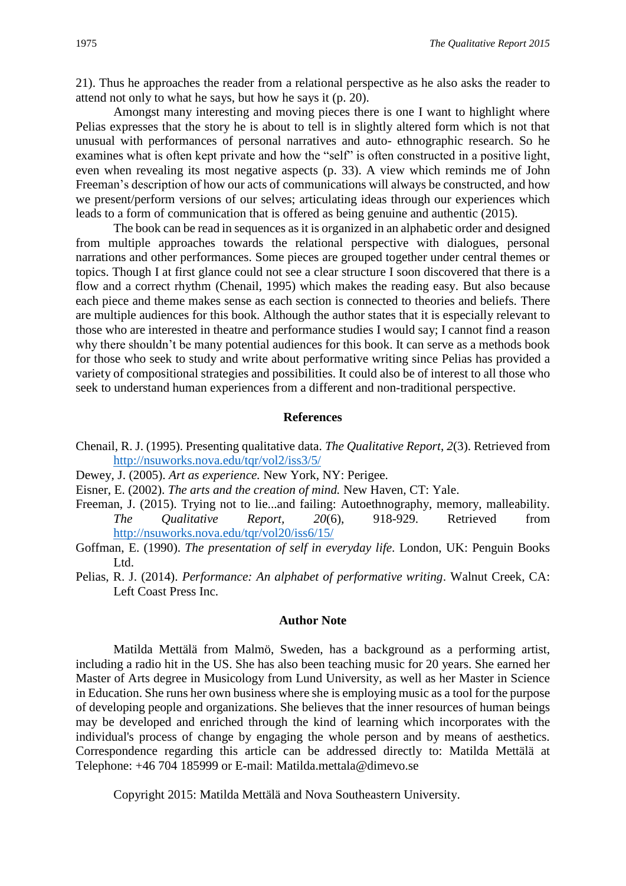21). Thus he approaches the reader from a relational perspective as he also asks the reader to attend not only to what he says, but how he says it (p. 20).

Amongst many interesting and moving pieces there is one I want to highlight where Pelias expresses that the story he is about to tell is in slightly altered form which is not that unusual with performances of personal narratives and auto- ethnographic research. So he examines what is often kept private and how the "self" is often constructed in a positive light, even when revealing its most negative aspects (p. 33). A view which reminds me of John Freeman's description of how our acts of communications will always be constructed, and how we present/perform versions of our selves; articulating ideas through our experiences which leads to a form of communication that is offered as being genuine and authentic (2015).

The book can be read in sequences as it is organized in an alphabetic order and designed from multiple approaches towards the relational perspective with dialogues, personal narrations and other performances. Some pieces are grouped together under central themes or topics. Though I at first glance could not see a clear structure I soon discovered that there is a flow and a correct rhythm (Chenail, 1995) which makes the reading easy. But also because each piece and theme makes sense as each section is connected to theories and beliefs. There are multiple audiences for this book. Although the author states that it is especially relevant to those who are interested in theatre and performance studies I would say; I cannot find a reason why there shouldn't be many potential audiences for this book. It can serve as a methods book for those who seek to study and write about performative writing since Pelias has provided a variety of compositional strategies and possibilities. It could also be of interest to all those who seek to understand human experiences from a different and non-traditional perspective.

## References

Chenail, R. J. (1995). Presenting qualitative data. *The Qualitative Report*, *2*(3). Retrieved from http://nsuworks.nova.edu/tqr/vol2/iss3/5/

Dewey, J. (2005). *Art as experience.* New York, NY: Perigee.

Eisner, E. (2002). *The arts and the creation of mind.* New Haven, CT: Yale.

Freeman, J. (2015). Trying not to lie...and failing: Autoethnography, memory, malleability. *The Qualitative Report, 20*(6), 918-929. Retrieved from http://nsuworks.nova.edu/tqr/vol20/iss6/15/

Goffman, E. (1990). *The presentation of self in everyday life*. London, UK: Penguin Books Ltd.

Pelias, R. J. (2014). *Performance: An alphabet of performative writing*. Walnut Creek, CA: Left Coast Press Inc.

## Author Note

Matilda Mettälä from Malmö, Sweden, has a background as a performing artist, including a radio hit in the US. She has also been teaching music for 20 years. She earned her Master of Arts degree in Musicology from Lund University, as well as her Master in Science in Education. She runs her own business where she is employing music as a tool for the purpose of developing people and organizations. She believes that the inner resources of human beings may be developed and enriched through the kind of learning which incorporates with the individual's process of change by engaging the whole person and by means of aesthetics. Correspondence regarding this article can be addressed directly to: Matilda Mettälä at Telephone: +46 704 185999 or E-mail: Matilda.mettala@dimevo.se

Copyright 2015: Matilda Mettälä and Nova Southeastern University.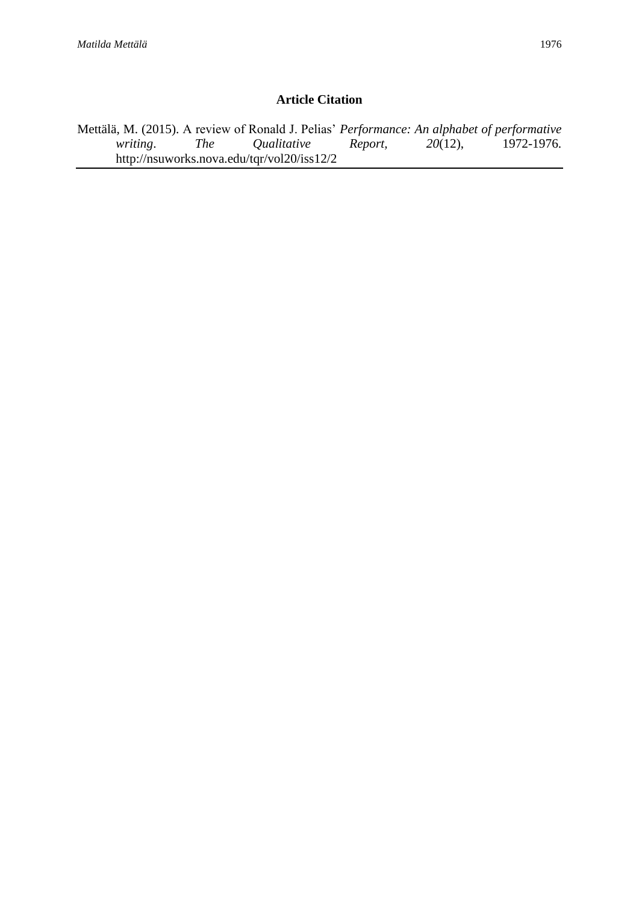## Article Citation

Mettälä, M. (2015). A review of Ronald J. Pelias' *Performance: An alphabet of performative writing*. *The Qualitative Report, 20*(12), 1972-1976. http://nsuworks.nova.edu/tqr/vol20/iss12/2